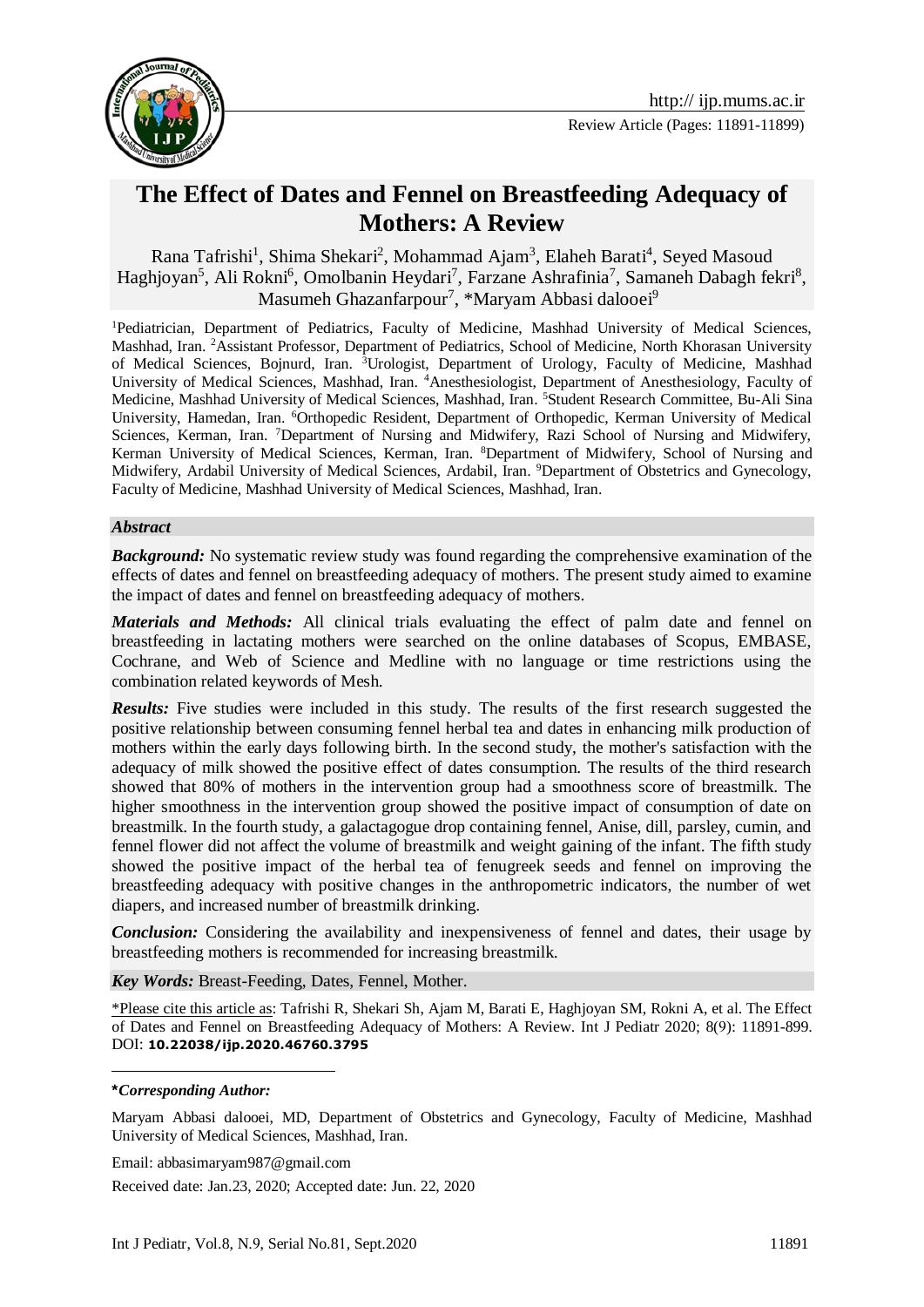# The Effect of Dates and Fennel on Breastfeeding Adequacy of Mothers: A Review

Rana Tafrishi[1], Shima Shekari[2], Mohammad Ajam[3], Elaheh Barati[4], Seyed Masoud Haghjoyan[5], Ali Rokni[6], Omolbanin Heydari[7], Farzane Ashrafinia[7], Samaneh Dabagh fekri[8], Masumeh Ghazanfarpour[7], *Maryam Abbasi dalooei[9]

[1]Pediatrician, Department of Pediatrics, Faculty of Medicine, Mashhad University of Medical Sciences, Mashhad, Iran. [2]Assistant Professor, Department of Pediatrics, School of Medicine, North Khorasan University of Medical Sciences, Bojnurd, Iran. [3]Urologist, Department of Urology, Faculty of Medicine, Mashhad University of Medical Sciences, Mashhad, Iran. [4]Anesthesiologist, Department of Anesthesiology, Faculty of Medicine, Mashhad University of Medical Sciences, Mashhad, Iran. [5]Student Research Committee, Bu-Ali Sina University, Hamedan, Iran. [6]Orthopedic Resident, Department of Orthopedic, Kerman University of Medical Sciences, Kerman, Iran. [7]Department of Nursing and Midwifery, Razi School of Nursing and Midwifery, Kerman University of Medical Sciences, Kerman, Iran. [8]Department of Midwifery, School of Nursing and Midwifery, Ardabil University of Medical Sciences, Ardabil, Iran. [9]Department of Obstetrics and Gynecology, Faculty of Medicine, Mashhad University of Medical Sciences, Mashhad, Iran.

### *Abstract*

***Background:*** No systematic review study was found regarding the comprehensive examination of the effects of dates and fennel on breastfeeding adequacy of mothers. The present study aimed to examine the impact of dates and fennel on breastfeeding adequacy of mothers.

***Materials and Methods:*** All clinical trials evaluating the effect of palm date and fennel on breastfeeding in lactating mothers were searched on the online databases of Scopus, EMBASE, Cochrane, and Web of Science and Medline with no language or time restrictions using the combination related keywords of Mesh.

***Results:*** Five studies were included in this study. The results of the first research suggested the positive relationship between consuming fennel herbal tea and dates in enhancing milk production of mothers within the early days following birth. In the second study, the mother's satisfaction with the adequacy of milk showed the positive effect of dates consumption. The results of the third research showed that 80% of mothers in the intervention group had a smoothness score of breastmilk. The higher smoothness in the intervention group showed the positive impact of consumption of date on breastmilk. In the fourth study, a galactagogue drop containing fennel, Anise, dill, parsley, cumin, and fennel flower did not affect the volume of breastmilk and weight gaining of the infant. The fifth study showed the positive impact of the herbal tea of fenugreek seeds and fennel on improving the breastfeeding adequacy with positive changes in the anthropometric indicators, the number of wet diapers, and increased number of breastmilk drinking.

***Conclusion:*** Considering the availability and inexpensiveness of fennel and dates, their usage by breastfeeding mothers is recommended for increasing breastmilk.

***Key Words:*** Breast-Feeding, Dates, Fennel, Mother.

*Please cite this article as: Tafrishi R, Shekari Sh, Ajam M, Barati E, Haghjoyan SM, Rokni A, et al. The Effect of Dates and Fennel on Breastfeeding Adequacy of Mothers: A Review. Int J Pediatr 2020; 8(9): 11891-899. DOI: **10.22038/ijp.2020.46760.3795**

***Corresponding Author:***

Maryam Abbasi dalooei, MD, Department of Obstetrics and Gynecology, Faculty of Medicine, Mashhad University of Medical Sciences, Mashhad, Iran.

Email: abbasimaryam987@gmail.com

Received date: Jan.23, 2020; Accepted date: Jun. 22, 2020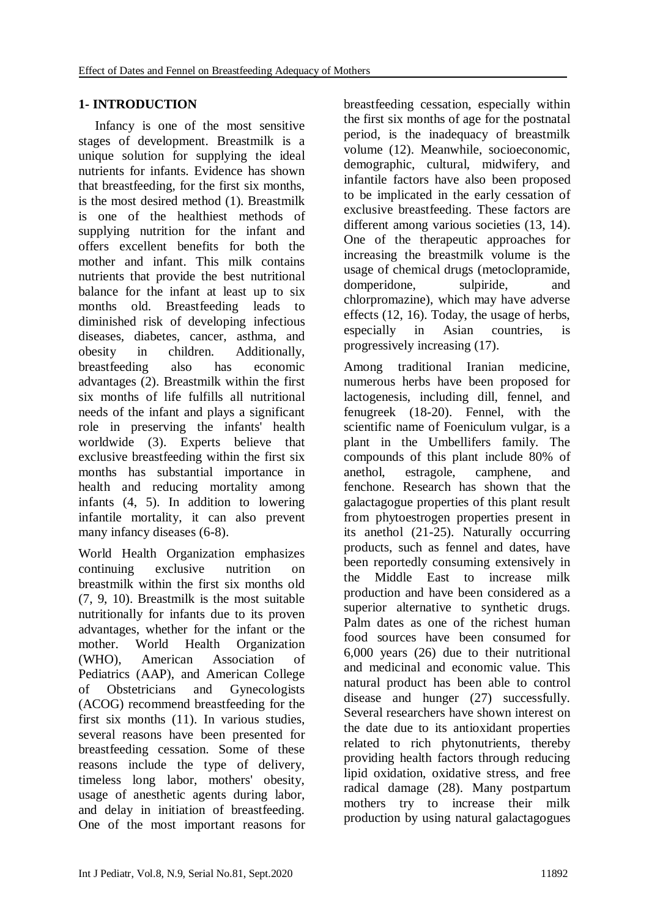## 1- INTRODUCTION

Infancy is one of the most sensitive stages of development. Breastmilk is a unique solution for supplying the ideal nutrients for infants. Evidence has shown that breastfeeding, for the first six months, is the most desired method (1). Breastmilk is one of the healthiest methods of supplying nutrition for the infant and offers excellent benefits for both the mother and infant. This milk contains nutrients that provide the best nutritional balance for the infant at least up to six months old. Breastfeeding leads to diminished risk of developing infectious diseases, diabetes, cancer, asthma, and obesity in children. Additionally, breastfeeding also has economic advantages (2). Breastmilk within the first six months of life fulfills all nutritional needs of the infant and plays a significant role in preserving the infants' health worldwide (3). Experts believe that exclusive breastfeeding within the first six months has substantial importance in health and reducing mortality among infants (4, 5). In addition to lowering infantile mortality, it can also prevent many infancy diseases (6-8).

World Health Organization emphasizes continuing exclusive nutrition on breastmilk within the first six months old (7, 9, 10). Breastmilk is the most suitable nutritionally for infants due to its proven advantages, whether for the infant or the mother. World Health Organization (WHO), American Association of Pediatrics (AAP), and American College of Obstetricians and Gynecologists (ACOG) recommend breastfeeding for the first six months (11). In various studies, several reasons have been presented for breastfeeding cessation. Some of these reasons include the type of delivery, timeless long labor, mothers' obesity, usage of anesthetic agents during labor, and delay in initiation of breastfeeding. One of the most important reasons for breastfeeding cessation, especially within the first six months of age for the postnatal period, is the inadequacy of breastmilk volume (12). Meanwhile, socioeconomic, demographic, cultural, midwifery, and infantile factors have also been proposed to be implicated in the early cessation of exclusive breastfeeding. These factors are different among various societies (13, 14). One of the therapeutic approaches for increasing the breastmilk volume is the usage of chemical drugs (metoclopramide, domperidone, sulpiride, and chlorpromazine), which may have adverse effects (12, 16). Today, the usage of herbs, especially in Asian countries, is progressively increasing (17).

Among traditional Iranian medicine, numerous herbs have been proposed for lactogenesis, including dill, fennel, and fenugreek (18-20). Fennel, with the scientific name of Foeniculum vulgar, is a plant in the Umbellifers family. The compounds of this plant include 80% of anethol, estragole, camphene, and fenchone. Research has shown that the galactagogue properties of this plant result from phytoestrogen properties present in its anethol (21-25). Naturally occurring products, such as fennel and dates, have been reportedly consuming extensively in the Middle East to increase milk production and have been considered as a superior alternative to synthetic drugs. Palm dates as one of the richest human food sources have been consumed for 6,000 years (26) due to their nutritional and medicinal and economic value. This natural product has been able to control disease and hunger (27) successfully. Several researchers have shown interest on the date due to its antioxidant properties related to rich phytonutrients, thereby providing health factors through reducing lipid oxidation, oxidative stress, and free radical damage (28). Many postpartum mothers try to increase their milk production by using natural galactagogues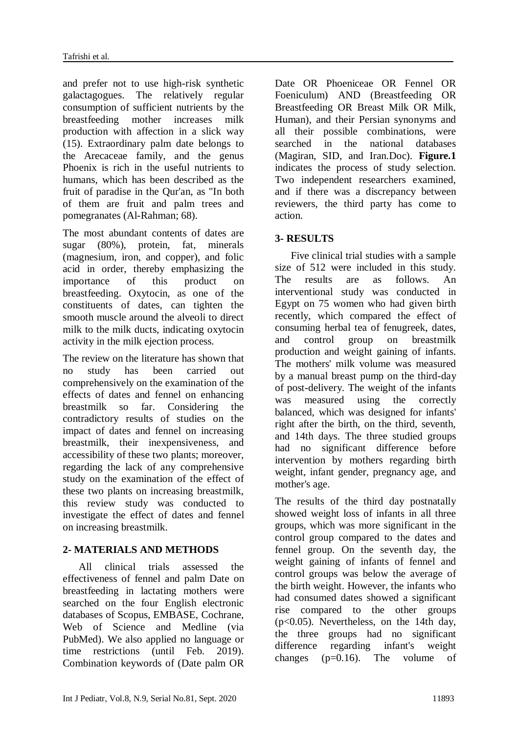and prefer not to use high-risk synthetic galactagogues. The relatively regular consumption of sufficient nutrients by the breastfeeding mother increases milk production with affection in a slick way (15). Extraordinary palm date belongs to the Arecaceae family, and the genus Phoenix is rich in the useful nutrients to humans, which has been described as the fruit of paradise in the Qur'an, as "In both of them are fruit and palm trees and pomegranates (Al-Rahman; 68).

The most abundant contents of dates are sugar (80%), protein, fat, minerals (magnesium, iron, and copper), and folic acid in order, thereby emphasizing the importance of this product on breastfeeding. Oxytocin, as one of the constituents of dates, can tighten the smooth muscle around the alveoli to direct milk to the milk ducts, indicating oxytocin activity in the milk ejection process.

The review on the literature has shown that no study has been carried out comprehensively on the examination of the effects of dates and fennel on enhancing breastmilk so far. Considering the contradictory results of studies on the impact of dates and fennel on increasing breastmilk, their inexpensiveness, and accessibility of these two plants; moreover, regarding the lack of any comprehensive study on the examination of the effect of these two plants on increasing breastmilk, this review study was conducted to investigate the effect of dates and fennel on increasing breastmilk.

## 2- MATERIALS AND METHODS

All clinical trials assessed the effectiveness of fennel and palm Date on breastfeeding in lactating mothers were searched on the four English electronic databases of Scopus, EMBASE, Cochrane, Web of Science and Medline (via PubMed). We also applied no language or time restrictions (until Feb. 2019). Combination keywords of (Date palm OR Date OR Phoeniceae OR Fennel OR Foeniculum) AND (Breastfeeding OR Breastfeeding OR Breast Milk OR Milk, Human), and their Persian synonyms and all their possible combinations, were searched in the national databases (Magiran, SID, and Iran.Doc). **Figure.1** indicates the process of study selection. Two independent researchers examined, and if there was a discrepancy between reviewers, the third party has come to action.

## 3- RESULTS

Five clinical trial studies with a sample size of 512 were included in this study. The results are as follows. An interventional study was conducted in Egypt on 75 women who had given birth recently, which compared the effect of consuming herbal tea of fenugreek, dates, and control group on breastmilk production and weight gaining of infants. The mothers' milk volume was measured by a manual breast pump on the third-day of post-delivery. The weight of the infants was measured using the correctly balanced, which was designed for infants' right after the birth, on the third, seventh, and 14th days. The three studied groups had no significant difference before intervention by mothers regarding birth weight, infant gender, pregnancy age, and mother's age.

The results of the third day postnatally showed weight loss of infants in all three groups, which was more significant in the control group compared to the dates and fennel group. On the seventh day, the weight gaining of infants of fennel and control groups was below the average of the birth weight. However, the infants who had consumed dates showed a significant rise compared to the other groups ($p<0.05$). Nevertheless, on the 14th day, the three groups had no significant difference regarding infant's weight changes ($p=0.16$). The volume of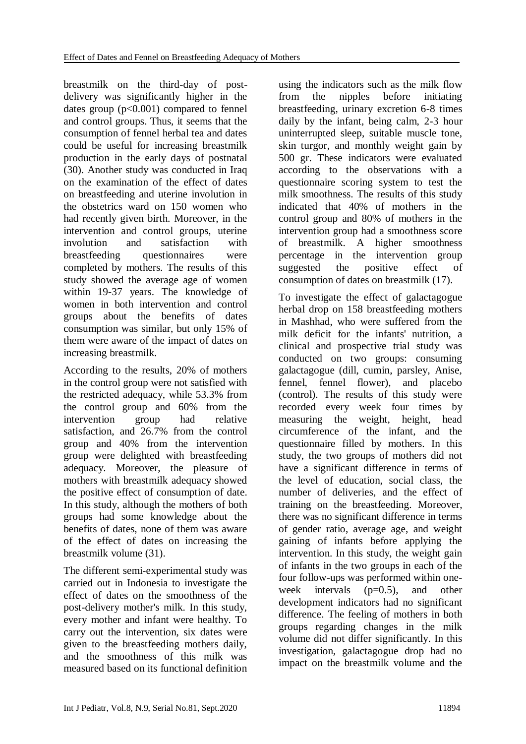breastmilk on the third-day of post-delivery was significantly higher in the dates group ($p<0.001$) compared to fennel and control groups. Thus, it seems that the consumption of fennel herbal tea and dates could be useful for increasing breastmilk production in the early days of postnatal (30). Another study was conducted in Iraq on the examination of the effect of dates on breastfeeding and uterine involution in the obstetrics ward on 150 women who had recently given birth. Moreover, in the intervention and control groups, uterine involution and satisfaction with breastfeeding questionnaires were completed by mothers. The results of this study showed the average age of women within 19-37 years. The knowledge of women in both intervention and control groups about the benefits of dates consumption was similar, but only 15% of them were aware of the impact of dates on increasing breastmilk.

According to the results, 20% of mothers in the control group were not satisfied with the restricted adequacy, while 53.3% from the control group and 60% from the intervention group had relative satisfaction, and 26.7% from the control group and 40% from the intervention group were delighted with breastfeeding adequacy. Moreover, the pleasure of mothers with breastmilk adequacy showed the positive effect of consumption of date. In this study, although the mothers of both groups had some knowledge about the benefits of dates, none of them was aware of the effect of dates on increasing the breastmilk volume (31).

The different semi-experimental study was carried out in Indonesia to investigate the effect of dates on the smoothness of the post-delivery mother's milk. In this study, every mother and infant were healthy. To carry out the intervention, six dates were given to the breastfeeding mothers daily, and the smoothness of this milk was measured based on its functional definition using the indicators such as the milk flow from the nipples before initiating breastfeeding, urinary excretion 6-8 times daily by the infant, being calm, 2-3 hour uninterrupted sleep, suitable muscle tone, skin turgor, and monthly weight gain by 500 gr. These indicators were evaluated according to the observations with a questionnaire scoring system to test the milk smoothness. The results of this study indicated that 40% of mothers in the control group and 80% of mothers in the intervention group had a smoothness score of breastmilk. A higher smoothness percentage in the intervention group suggested the positive effect of consumption of dates on breastmilk (17).

To investigate the effect of galactagogue herbal drop on 158 breastfeeding mothers in Mashhad, who were suffered from the milk deficit for the infants' nutrition, a clinical and prospective trial study was conducted on two groups: consuming galactagogue (dill, cumin, parsley, Anise, fennel, fennel flower), and placebo (control). The results of this study were recorded every week four times by measuring the weight, height, head circumference of the infant, and the questionnaire filled by mothers. In this study, the two groups of mothers did not have a significant difference in terms of the level of education, social class, the number of deliveries, and the effect of training on the breastfeeding. Moreover, there was no significant difference in terms of gender ratio, average age, and weight gaining of infants before applying the intervention. In this study, the weight gain of infants in the two groups in each of the four follow-ups was performed within one-week intervals ($p=0.5$), and other development indicators had no significant difference. The feeling of mothers in both groups regarding changes in the milk volume did not differ significantly. In this investigation, galactagogue drop had no impact on the breastmilk volume and the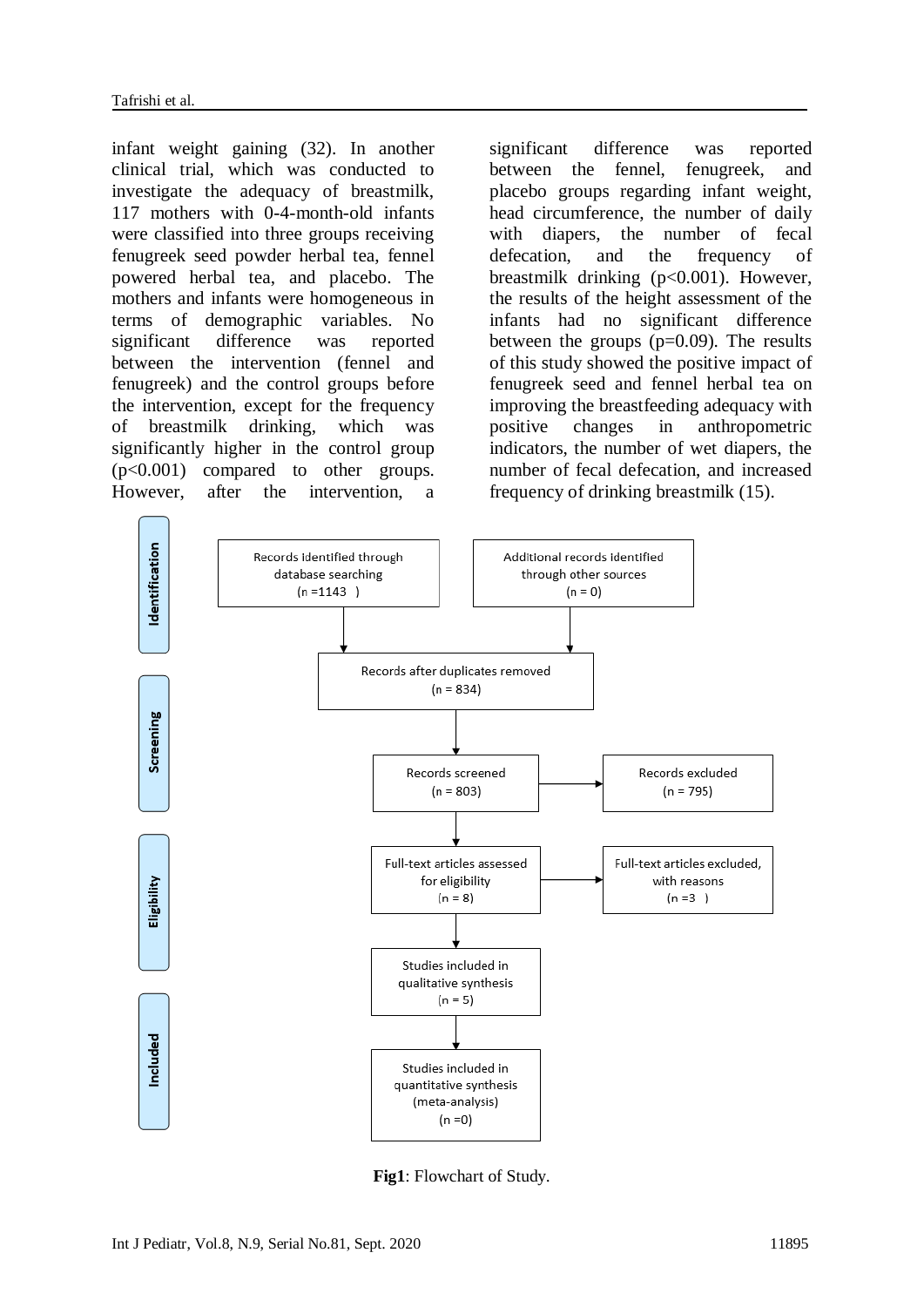infant weight gaining (32). In another clinical trial, which was conducted to investigate the adequacy of breastmilk, 117 mothers with 0-4-month-old infants were classified into three groups receiving fenugreek seed powder herbal tea, fennel powered herbal tea, and placebo. The mothers and infants were homogeneous in terms of demographic variables. No significant difference was reported between the intervention (fennel and fenugreek) and the control groups before the intervention, except for the frequency of breastmilk drinking, which was significantly higher in the control group ($p<0.001$) compared to other groups. However, after the intervention, a significant difference was reported between the fennel, fenugreek, and placebo groups regarding infant weight, head circumference, the number of daily with diapers, the number of fecal defecation, and the frequency of breastmilk drinking ($p<0.001$). However, the results of the height assessment of the infants had no significant difference between the groups ($p=0.09$). The results of this study showed the positive impact of fenugreek seed and fennel herbal tea on improving the breastfeeding adequacy with positive changes in anthropometric indicators, the number of wet diapers, the number of fecal defecation, and increased frequency of drinking breastmilk (15).

**Identification**
- Records identified through database searching (n =1143)
- Additional records identified through other sources (n = 0)

**Screening**
- Records after duplicates removed (n = 834)
- Records screened (n = 803) → Records excluded (n = 795)

**Eligibility**
- Full-text articles assessed for eligibility (n = 8) → Full-text articles excluded, with reasons (n =3)

**Included**
- Studies included in qualitative synthesis (n = 5)
- Studies included in quantitative synthesis (meta-analysis) (n =0)

**Fig1**: Flowchart of Study.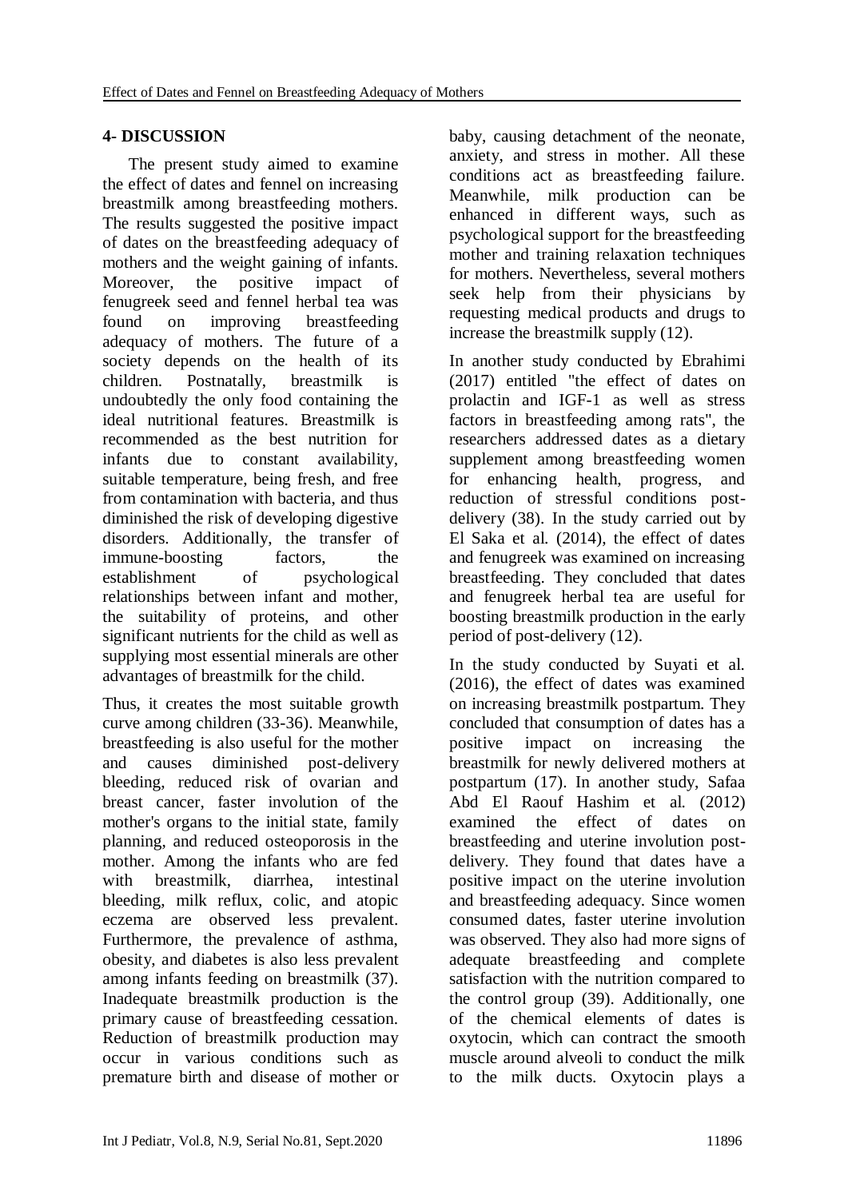## 4- DISCUSSION

The present study aimed to examine the effect of dates and fennel on increasing breastmilk among breastfeeding mothers. The results suggested the positive impact of dates on the breastfeeding adequacy of mothers and the weight gaining of infants. Moreover, the positive impact of fenugreek seed and fennel herbal tea was found on improving breastfeeding adequacy of mothers. The future of a society depends on the health of its children. Postnatally, breastmilk is undoubtedly the only food containing the ideal nutritional features. Breastmilk is recommended as the best nutrition for infants due to constant availability, suitable temperature, being fresh, and free from contamination with bacteria, and thus diminished the risk of developing digestive disorders. Additionally, the transfer of immune-boosting factors, the establishment of psychological relationships between infant and mother, the suitability of proteins, and other significant nutrients for the child as well as supplying most essential minerals are other advantages of breastmilk for the child.

Thus, it creates the most suitable growth curve among children (33-36). Meanwhile, breastfeeding is also useful for the mother and causes diminished post-delivery bleeding, reduced risk of ovarian and breast cancer, faster involution of the mother's organs to the initial state, family planning, and reduced osteoporosis in the mother. Among the infants who are fed with breastmilk, diarrhea, intestinal bleeding, milk reflux, colic, and atopic eczema are observed less prevalent. Furthermore, the prevalence of asthma, obesity, and diabetes is also less prevalent among infants feeding on breastmilk (37). Inadequate breastmilk production is the primary cause of breastfeeding cessation. Reduction of breastmilk production may occur in various conditions such as premature birth and disease of mother or baby, causing detachment of the neonate, anxiety, and stress in mother. All these conditions act as breastfeeding failure. Meanwhile, milk production can be enhanced in different ways, such as psychological support for the breastfeeding mother and training relaxation techniques for mothers. Nevertheless, several mothers seek help from their physicians by requesting medical products and drugs to increase the breastmilk supply (12).

In another study conducted by Ebrahimi (2017) entitled "the effect of dates on prolactin and IGF-1 as well as stress factors in breastfeeding among rats", the researchers addressed dates as a dietary supplement among breastfeeding women for enhancing health, progress, and reduction of stressful conditions post-delivery (38). In the study carried out by El Saka et al. (2014), the effect of dates and fenugreek was examined on increasing breastfeeding. They concluded that dates and fenugreek herbal tea are useful for boosting breastmilk production in the early period of post-delivery (12).

In the study conducted by Suyati et al. (2016), the effect of dates was examined on increasing breastmilk postpartum. They concluded that consumption of dates has a positive impact on increasing the breastmilk for newly delivered mothers at postpartum (17). In another study, Safaa Abd El Raouf Hashim et al. (2012) examined the effect of dates on breastfeeding and uterine involution post-delivery. They found that dates have a positive impact on the uterine involution and breastfeeding adequacy. Since women consumed dates, faster uterine involution was observed. They also had more signs of adequate breastfeeding and complete satisfaction with the nutrition compared to the control group (39). Additionally, one of the chemical elements of dates is oxytocin, which can contract the smooth muscle around alveoli to conduct the milk to the milk ducts. Oxytocin plays a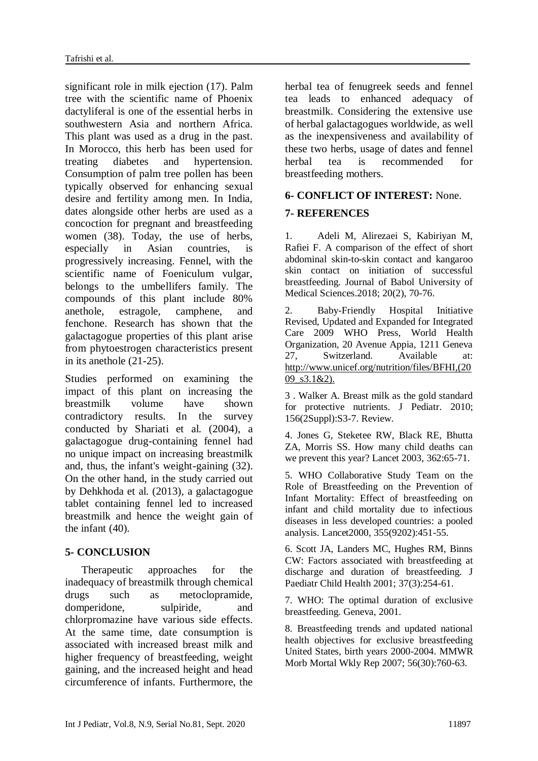significant role in milk ejection (17). Palm tree with the scientific name of Phoenix dactyliferal is one of the essential herbs in southwestern Asia and northern Africa. This plant was used as a drug in the past. In Morocco, this herb has been used for treating diabetes and hypertension. Consumption of palm tree pollen has been typically observed for enhancing sexual desire and fertility among men. In India, dates alongside other herbs are used as a concoction for pregnant and breastfeeding women (38). Today, the use of herbs, especially in Asian countries, is progressively increasing. Fennel, with the scientific name of Foeniculum vulgar, belongs to the umbellifers family. The compounds of this plant include 80% anethole, estragole, camphene, and fenchone. Research has shown that the galactagogue properties of this plant arise from phytoestrogen characteristics present in its anethole (21-25).

Studies performed on examining the impact of this plant on increasing the breastmilk volume have shown contradictory results. In the survey conducted by Shariati et al. (2004), a galactagogue drug-containing fennel had no unique impact on increasing breastmilk and, thus, the infant's weight-gaining (32). On the other hand, in the study carried out by Dehkhoda et al. (2013), a galactagogue tablet containing fennel led to increased breastmilk and hence the weight gain of the infant (40).

## 5- CONCLUSION

Therapeutic approaches for the inadequacy of breastmilk through chemical drugs such as metoclopramide, domperidone, sulpiride, and chlorpromazine have various side effects. At the same time, date consumption is associated with increased breast milk and higher frequency of breastfeeding, weight gaining, and the increased height and head circumference of infants. Furthermore, the herbal tea of fenugreek seeds and fennel tea leads to enhanced adequacy of breastmilk. Considering the extensive use of herbal galactagogues worldwide, as well as the inexpensiveness and availability of these two herbs, usage of dates and fennel herbal tea is recommended for breastfeeding mothers.

## 6- CONFLICT OF INTEREST: None.

## 7- REFERENCES

1. Adeli M, Alirezaei S, Kabiriyan M, Rafiei F. A comparison of the effect of short abdominal skin-to-skin contact and kangaroo skin contact on initiation of successful breastfeeding. Journal of Babol University of Medical Sciences.2018; 20(2), 70-76.

2. Baby-Friendly Hospital Initiative Revised, Updated and Expanded for Integrated Care 2009 WHO Press, World Health Organization, 20 Avenue Appia, 1211 Geneva 27, Switzerland. Available at: http://www.unicef.org/nutrition/files/BFHI,(2009_s3.1&2).

3 . Walker A. Breast milk as the gold standard for protective nutrients. J Pediatr. 2010; 156(2Suppl):S3-7. Review.

4. Jones G, Steketee RW, Black RE, Bhutta ZA, Morris SS. How many child deaths can we prevent this year? Lancet 2003, 362:65-71.

5. WHO Collaborative Study Team on the Role of Breastfeeding on the Prevention of Infant Mortality: Effect of breastfeeding on infant and child mortality due to infectious diseases in less developed countries: a pooled analysis. Lancet2000, 355(9202):451-55.

6. Scott JA, Landers MC, Hughes RM, Binns CW: Factors associated with breastfeeding at discharge and duration of breastfeeding. J Paediatr Child Health 2001; 37(3):254-61.

7. WHO: The optimal duration of exclusive breastfeeding. Geneva, 2001.

8. Breastfeeding trends and updated national health objectives for exclusive breastfeeding United States, birth years 2000-2004. MMWR Morb Mortal Wkly Rep 2007; 56(30):760-63.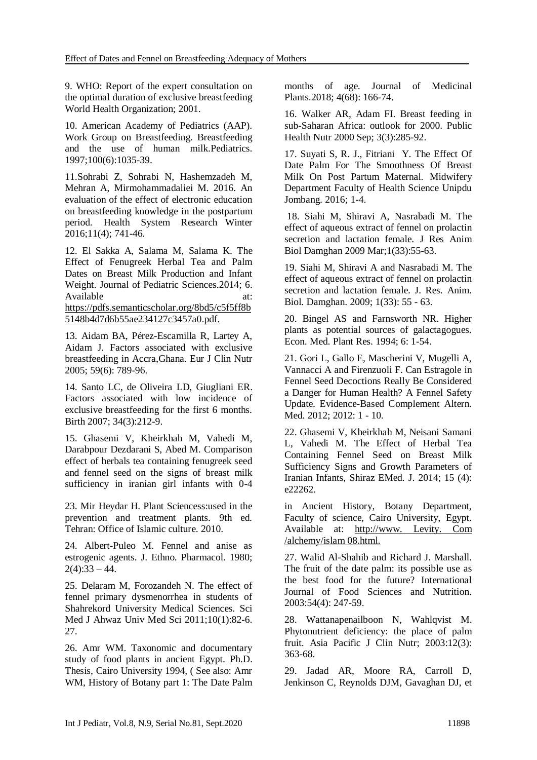9. WHO: Report of the expert consultation on the optimal duration of exclusive breastfeeding World Health Organization; 2001.

10. American Academy of Pediatrics (AAP). Work Group on Breastfeeding. Breastfeeding and the use of human milk.Pediatrics. 1997;100(6):1035-39.

11.Sohrabi Z, Sohrabi N, Hashemzadeh M, Mehran A, Mirmohammadaliei M. 2016. An evaluation of the effect of electronic education on breastfeeding knowledge in the postpartum period. Health System Research Winter 2016;11(4); 741-46.

12. El Sakka A, Salama M, Salama K. The Effect of Fenugreek Herbal Tea and Palm Dates on Breast Milk Production and Infant Weight. Journal of Pediatric Sciences.2014; 6. Available at: https://pdfs.semanticscholar.org/8bd5/c5f5ff8b5148b4d7d6b55ae234127c3457a0.pdf.

13. Aidam BA, Pérez-Escamilla R, Lartey A, Aidam J. Factors associated with exclusive breastfeeding in Accra,Ghana. Eur J Clin Nutr 2005; 59(6): 789-96.

14. Santo LC, de Oliveira LD, Giugliani ER. Factors associated with low incidence of exclusive breastfeeding for the first 6 months. Birth 2007; 34(3):212-9.

15. Ghasemi V, Kheirkhah M, Vahedi M, Darabpour Dezdarani S, Abed M. Comparison effect of herbals tea containing fenugreek seed and fennel seed on the signs of breast milk sufficiency in iranian girl infants with 0-4 months of age. Journal of Medicinal Plants.2018; 4(68): 166-74.

16. Walker AR, Adam FI. Breast feeding in sub-Saharan Africa: outlook for 2000. Public Health Nutr 2000 Sep; 3(3):285-92.

17. Suyati S, R. J., Fitriani Y. The Effect Of Date Palm For The Smoothness Of Breast Milk On Post Partum Maternal. Midwifery Department Faculty of Health Science Unipdu Jombang. 2016; 1-4.

18. Siahi M, Shiravi A, Nasrabadi M. The effect of aqueous extract of fennel on prolactin secretion and lactation female. J Res Anim Biol Damghan 2009 Mar;1(33):55-63.

19. Siahi M, Shiravi A and Nasrabadi M. The effect of aqueous extract of fennel on prolactin secretion and lactation female. J. Res. Anim. Biol. Damghan. 2009; 1(33): 55 - 63.

20. Bingel AS and Farnsworth NR. Higher plants as potential sources of galactagogues. Econ. Med. Plant Res. 1994; 6: 1-54.

21. Gori L, Gallo E, Mascherini V, Mugelli A, Vannacci A and Firenzuoli F. Can Estragole in Fennel Seed Decoctions Really Be Considered a Danger for Human Health? A Fennel Safety Update. Evidence-Based Complement Altern. Med. 2012; 2012: 1 - 10.

22. Ghasemi V, Kheirkhah M, Neisani Samani L, Vahedi M. The Effect of Herbal Tea Containing Fennel Seed on Breast Milk Sufficiency Signs and Growth Parameters of Iranian Infants, Shiraz EMed. J. 2014; 15 (4): e22262.

23. Mir Heydar H. Plant Sciencess:used in the prevention and treatment plants. 9th ed. Tehran: Office of Islamic culture. 2010.

24. Albert-Puleo M. Fennel and anise as estrogenic agents. J. Ethno. Pharmacol. 1980; 2(4):33 – 44.

25. Delaram M, Forozandeh N. The effect of fennel primary dysmenorrhea in students of Shahrekord University Medical Sciences. Sci Med J Ahwaz Univ Med Sci 2011;10(1):82-6. 27.

26. Amr WM. Taxonomic and documentary study of food plants in ancient Egypt. Ph.D. Thesis, Cairo University 1994, ( See also: Amr WM, History of Botany part 1: The Date Palm in Ancient History, Botany Department, Faculty of science, Cairo University, Egypt. Available at: http://www. Levity. Com /alchemy/islam 08.html.

27. Walid Al-Shahib and Richard J. Marshall. The fruit of the date palm: its possible use as the best food for the future? International Journal of Food Sciences and Nutrition. 2003:54(4): 247-59.

28. Wattanapenailboon N, Wahlqvist M. Phytonutrient deficiency: the place of palm fruit. Asia Pacific J Clin Nutr; 2003:12(3): 363-68.

29. Jadad AR, Moore RA, Carroll D, Jenkinson C, Reynolds DJM, Gavaghan DJ, et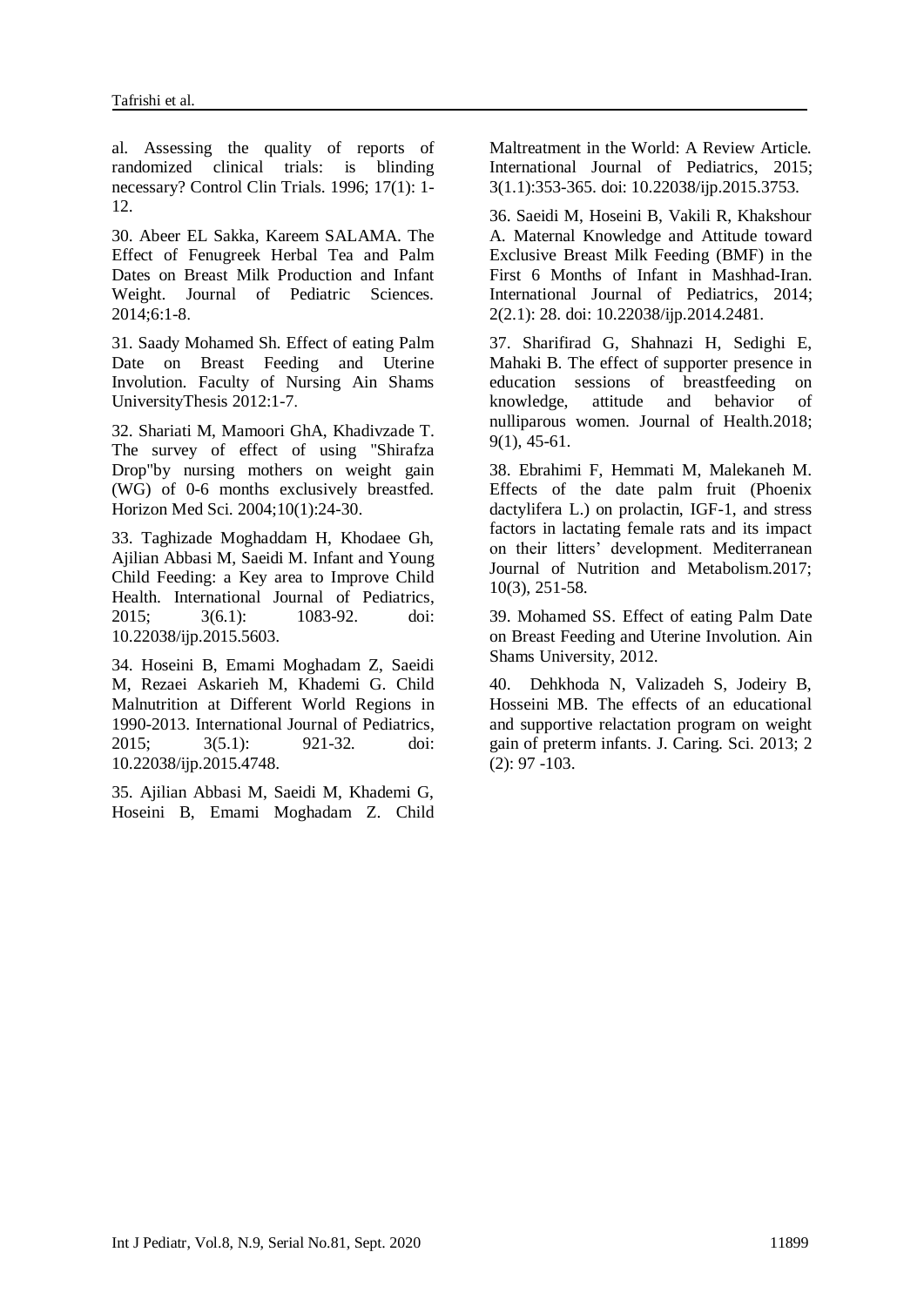al. Assessing the quality of reports of randomized clinical trials: is blinding necessary? Control Clin Trials. 1996; 17(1): 1-12.

30. Abeer EL Sakka, Kareem SALAMA. The Effect of Fenugreek Herbal Tea and Palm Dates on Breast Milk Production and Infant Weight. Journal of Pediatric Sciences. 2014;6:1-8.

31. Saady Mohamed Sh. Effect of eating Palm Date on Breast Feeding and Uterine Involution. Faculty of Nursing Ain Shams UniversityThesis 2012:1-7.

32. Shariati M, Mamoori GhA, Khadivzade T. The survey of effect of using "Shirafza Drop"by nursing mothers on weight gain (WG) of 0-6 months exclusively breastfed. Horizon Med Sci. 2004;10(1):24-30.

33. Taghizade Moghaddam H, Khodaee Gh, Ajilian Abbasi M, Saeidi M. Infant and Young Child Feeding: a Key area to Improve Child Health. International Journal of Pediatrics, 2015; 3(6.1): 1083-92. doi: 10.22038/ijp.2015.5603.

34. Hoseini B, Emami Moghadam Z, Saeidi M, Rezaei Askarieh M, Khademi G. Child Malnutrition at Different World Regions in 1990-2013. International Journal of Pediatrics, 2015; 3(5.1): 921-32. doi: 10.22038/ijp.2015.4748.

35. Ajilian Abbasi M, Saeidi M, Khademi G, Hoseini B, Emami Moghadam Z. Child Maltreatment in the World: A Review Article. International Journal of Pediatrics, 2015; 3(1.1):353-365. doi: 10.22038/ijp.2015.3753.

36. Saeidi M, Hoseini B, Vakili R, Khakshour A. Maternal Knowledge and Attitude toward Exclusive Breast Milk Feeding (BMF) in the First 6 Months of Infant in Mashhad-Iran. International Journal of Pediatrics, 2014; 2(2.1): 28. doi: 10.22038/ijp.2014.2481.

37. Sharifirad G, Shahnazi H, Sedighi E, Mahaki B. The effect of supporter presence in education sessions of breastfeeding on knowledge, attitude and behavior of nulliparous women. Journal of Health.2018; 9(1), 45-61.

38. Ebrahimi F, Hemmati M, Malekaneh M. Effects of the date palm fruit (Phoenix dactylifera L.) on prolactin, IGF-1, and stress factors in lactating female rats and its impact on their litters' development. Mediterranean Journal of Nutrition and Metabolism.2017; 10(3), 251-58.

39. Mohamed SS. Effect of eating Palm Date on Breast Feeding and Uterine Involution. Ain Shams University, 2012.

40. Dehkhoda N, Valizadeh S, Jodeiry B, Hosseini MB. The effects of an educational and supportive relactation program on weight gain of preterm infants. J. Caring. Sci. 2013; 2 (2): 97 -103.